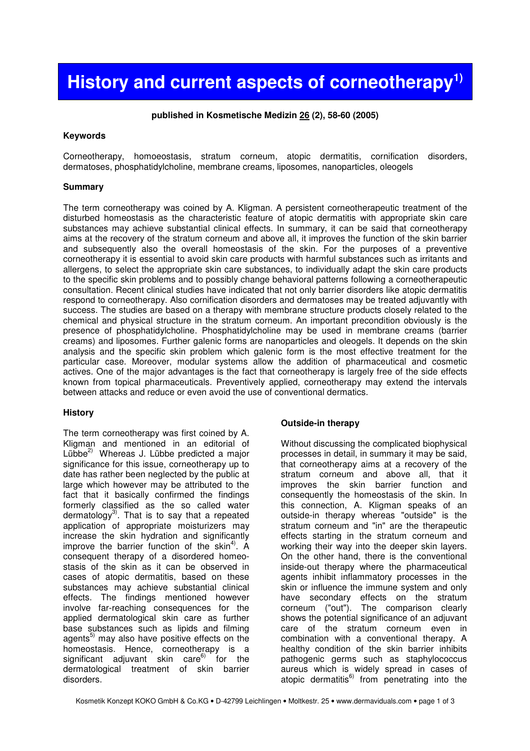# History and current aspects of corneotherapy[1)]

**published in Kosmetische Medizin 26 (2), 58-60 (2005)**

### Keywords

Corneotherapy, homoeostasis, stratum corneum, atopic dermatitis, cornification disorders, dermatoses, phosphatidylcholine, membrane creams, liposomes, nanoparticles, oleogels

### Summary

The term corneotherapy was coined by A. Kligman. A persistent corneotherapeutic treatment of the disturbed homeostasis as the characteristic feature of atopic dermatitis with appropriate skin care substances may achieve substantial clinical effects. In summary, it can be said that corneotherapy aims at the recovery of the stratum corneum and above all, it improves the function of the skin barrier and subsequently also the overall homeostasis of the skin. For the purposes of a preventive corneotherapy it is essential to avoid skin care products with harmful substances such as irritants and allergens, to select the appropriate skin care substances, to individually adapt the skin care products to the specific skin problems and to possibly change behavioral patterns following a corneotherapeutic consultation. Recent clinical studies have indicated that not only barrier disorders like atopic dermatitis respond to corneotherapy. Also cornification disorders and dermatoses may be treated adjuvantly with success. The studies are based on a therapy with membrane structure products closely related to the chemical and physical structure in the stratum corneum. An important precondition obviously is the presence of phosphatidylcholine. Phosphatidylcholine may be used in membrane creams (barrier creams) and liposomes. Further galenic forms are nanoparticles and oleogels. It depends on the skin analysis and the specific skin problem which galenic form is the most effective treatment for the particular case. Moreover, modular systems allow the addition of pharmaceutical and cosmetic actives. One of the major advantages is the fact that corneotherapy is largely free of the side effects known from topical pharmaceuticals. Preventively applied, corneotherapy may extend the intervals between attacks and reduce or even avoid the use of conventional dermatics.

### History

The term corneotherapy was first coined by A. Kligman and mentioned in an editorial of Lübbe[2)] Whereas J. Lübbe predicted a major significance for this issue, corneotherapy up to date has rather been neglected by the public at large which however may be attributed to the fact that it basically confirmed the findings formerly classified as the so called water dermatology[3)]. That is to say that a repeated application of appropriate moisturizers may increase the skin hydration and significantly improve the barrier function of the skin[4)]. A consequent therapy of a disordered homeostasis of the skin as it can be observed in cases of atopic dermatitis, based on these substances may achieve substantial clinical effects. The findings mentioned however involve far-reaching consequences for the applied dermatological skin care as further base substances such as lipids and filming agents[5)] may also have positive effects on the homeostasis. Hence, corneotherapy is a significant adjuvant skin care[6)] for the dermatological treatment of skin barrier disorders.

### Outside-in therapy

Without discussing the complicated biophysical processes in detail, in summary it may be said, that corneotherapy aims at a recovery of the stratum corneum and above all, that it improves the skin barrier function and consequently the homeostasis of the skin. In this connection, A. Kligman speaks of an outside-in therapy whereas "outside" is the stratum corneum and "in" are the therapeutic effects starting in the stratum corneum and working their way into the deeper skin layers. On the other hand, there is the conventional inside-out therapy where the pharmaceutical agents inhibit inflammatory processes in the skin or influence the immune system and only have secondary effects on the stratum corneum ("out"). The comparison clearly shows the potential significance of an adjuvant care of the stratum corneum even in combination with a conventional therapy. A healthy condition of the skin barrier inhibits pathogenic germs such as staphylococcus aureus which is widely spread in cases of atopic dermatitis[6)] from penetrating into the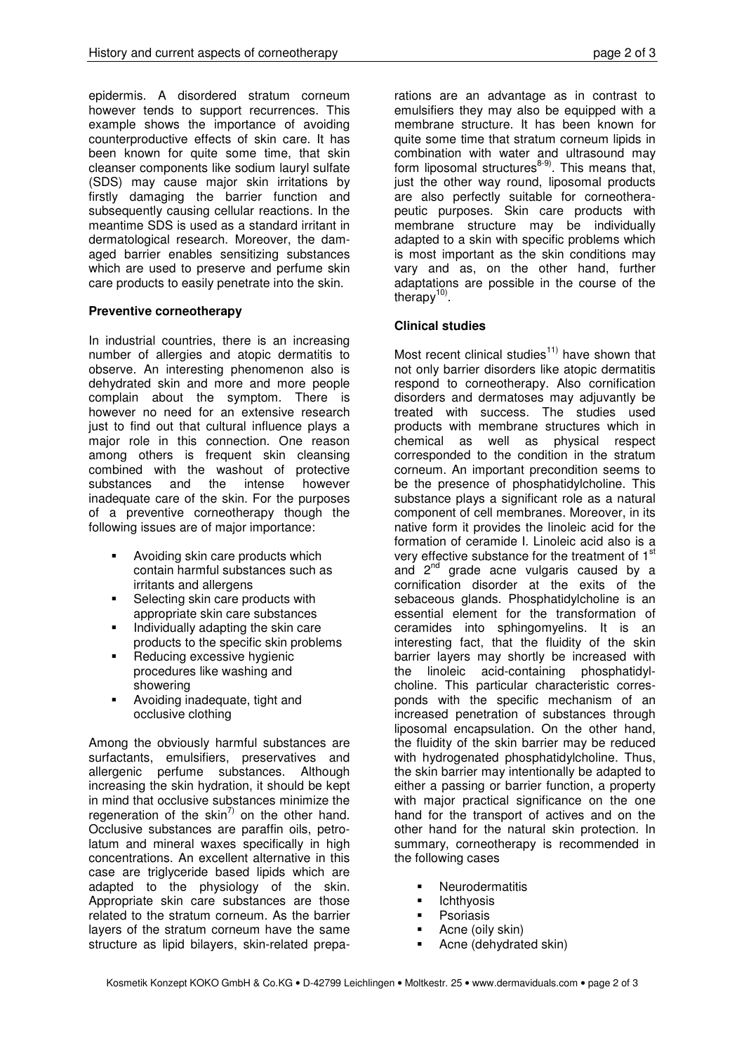epidermis. A disordered stratum corneum however tends to support recurrences. This example shows the importance of avoiding counterproductive effects of skin care. It has been known for quite some time, that skin cleanser components like sodium lauryl sulfate (SDS) may cause major skin irritations by firstly damaging the barrier function and subsequently causing cellular reactions. In the meantime SDS is used as a standard irritant in dermatological research. Moreover, the damaged barrier enables sensitizing substances which are used to preserve and perfume skin care products to easily penetrate into the skin.

**Preventive corneotherapy**

In industrial countries, there is an increasing number of allergies and atopic dermatitis to observe. An interesting phenomenon also is dehydrated skin and more and more people complain about the symptom. There is however no need for an extensive research just to find out that cultural influence plays a major role in this connection. One reason among others is frequent skin cleansing combined with the washout of protective substances and the intense however inadequate care of the skin. For the purposes of a preventive corneotherapy though the following issues are of major importance:

- Avoiding skin care products which contain harmful substances such as irritants and allergens
- Selecting skin care products with appropriate skin care substances
- Individually adapting the skin care products to the specific skin problems
- Reducing excessive hygienic procedures like washing and showering
- Avoiding inadequate, tight and occlusive clothing

Among the obviously harmful substances are surfactants, emulsifiers, preservatives and allergenic perfume substances. Although increasing the skin hydration, it should be kept in mind that occlusive substances minimize the regeneration of the skin[7] on the other hand. Occlusive substances are paraffin oils, petrolatum and mineral waxes specifically in high concentrations. An excellent alternative in this case are triglyceride based lipids which are adapted to the physiology of the skin. Appropriate skin care substances are those related to the stratum corneum. As the barrier layers of the stratum corneum have the same structure as lipid bilayers, skin-related preparations are an advantage as in contrast to emulsifiers they may also be equipped with a membrane structure. It has been known for quite some time that stratum corneum lipids in combination with water and ultrasound may form liposomal structures[8-9]. This means that, just the other way round, liposomal products are also perfectly suitable for corneotherapeutic purposes. Skin care products with membrane structure may be individually adapted to a skin with specific problems which is most important as the skin conditions may vary and as, on the other hand, further adaptations are possible in the course of the therapy[10].

**Clinical studies**

Most recent clinical studies[11] have shown that not only barrier disorders like atopic dermatitis respond to corneotherapy. Also cornification disorders and dermatoses may adjuvantly be treated with success. The studies used products with membrane structures which in chemical as well as physical respect corresponded to the condition in the stratum corneum. An important precondition seems to be the presence of phosphatidylcholine. This substance plays a significant role as a natural component of cell membranes. Moreover, in its native form it provides the linoleic acid for the formation of ceramide I. Linoleic acid also is a very effective substance for the treatment of 1st and 2nd grade acne vulgaris caused by a cornification disorder at the exits of the sebaceous glands. Phosphatidylcholine is an essential element for the transformation of ceramides into sphingomyelins. It is an interesting fact, that the fluidity of the skin barrier layers may shortly be increased with the linoleic acid-containing phosphatidylcholine. This particular characteristic corresponds with the specific mechanism of an increased penetration of substances through liposomal encapsulation. On the other hand, the fluidity of the skin barrier may be reduced with hydrogenated phosphatidylcholine. Thus, the skin barrier may intentionally be adapted to either a passing or barrier function, a property with major practical significance on the one hand for the transport of actives and on the other hand for the natural skin protection. In summary, corneotherapy is recommended in the following cases

- Neurodermatitis
- Ichthyosis
- Psoriasis
- Acne (oily skin)
- Acne (dehydrated skin)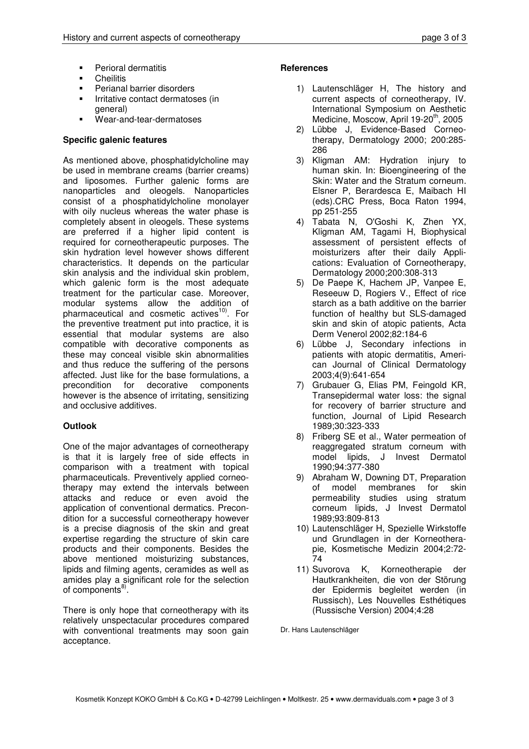- Perioral dermatitis
- Cheilitis
- Perianal barrier disorders
- Irritative contact dermatoses (in general)
- Wear-and-tear-dermatoses

**Specific galenic features**

As mentioned above, phosphatidylcholine may be used in membrane creams (barrier creams) and liposomes. Further galenic forms are nanoparticles and oleogels. Nanoparticles consist of a phosphatidylcholine monolayer with oily nucleus whereas the water phase is completely absent in oleogels. These systems are preferred if a higher lipid content is required for corneotherapeutic purposes. The skin hydration level however shows different characteristics. It depends on the particular skin analysis and the individual skin problem, which galenic form is the most adequate treatment for the particular case. Moreover, modular systems allow the addition of pharmaceutical and cosmetic actives[10]. For the preventive treatment put into practice, it is essential that modular systems are also compatible with decorative components as these may conceal visible skin abnormalities and thus reduce the suffering of the persons affected. Just like for the base formulations, a precondition for decorative components however is the absence of irritating, sensitizing and occlusive additives.

**Outlook**

One of the major advantages of corneotherapy is that it is largely free of side effects in comparison with a treatment with topical pharmaceuticals. Preventively applied corneotherapy may extend the intervals between attacks and reduce or even avoid the application of conventional dermatics. Precondition for a successful corneotherapy however is a precise diagnosis of the skin and great expertise regarding the structure of skin care products and their components. Besides the above mentioned moisturizing substances, lipids and filming agents, ceramides as well as amides play a significant role for the selection of components[8].

There is only hope that corneotherapy with its relatively unspectacular procedures compared with conventional treatments may soon gain acceptance.

**References**

1) Lautenschläger H, The history and current aspects of corneotherapy, IV. International Symposium on Aesthetic Medicine, Moscow, April 19-20th, 2005
2) Lübbe J, Evidence-Based Corneotherapy, Dermatology 2000; 200:285-286
3) Kligman AM: Hydration injury to human skin. In: Bioengineering of the Skin: Water and the Stratum corneum. Elsner P, Berardesca E, Maibach HI (eds).CRC Press, Boca Raton 1994, pp 251-255
4) Tabata N, O'Goshi K, Zhen YX, Kligman AM, Tagami H, Biophysical assessment of persistent effects of moisturizers after their daily Applications: Evaluation of Corneotherapy, Dermatology 2000;200:308-313
5) De Paepe K, Hachem JP, Vanpee E, Reseeuw D, Rogiers V., Effect of rice starch as a bath additive on the barrier function of healthy but SLS-damaged skin and skin of atopic patients, Acta Derm Venerol 2002;82:184-6
6) Lübbe J, Secondary infections in patients with atopic dermatitis, American Journal of Clinical Dermatology 2003;4(9):641-654
7) Grubauer G, Elias PM, Feingold KR, Transepidermal water loss: the signal for recovery of barrier structure and function, Journal of Lipid Research 1989;30:323-333
8) Friberg SE et al., Water permeation of reaggregated stratum corneum with model lipids, J Invest Dermatol 1990;94:377-380
9) Abraham W, Downing DT, Preparation of model membranes for skin permeability studies using stratum corneum lipids, J Invest Dermatol 1989;93:809-813
10) Lautenschläger H, Spezielle Wirkstoffe und Grundlagen in der Korneotherapie, Kosmetische Medizin 2004;2:72-74
11) Suvorova K, Korneotherapie der Hautkrankheiten, die von der Störung der Epidermis begleitet werden (in Russisch), Les Nouvelles Esthétiques (Russische Version) 2004;4:28

Dr. Hans Lautenschläger